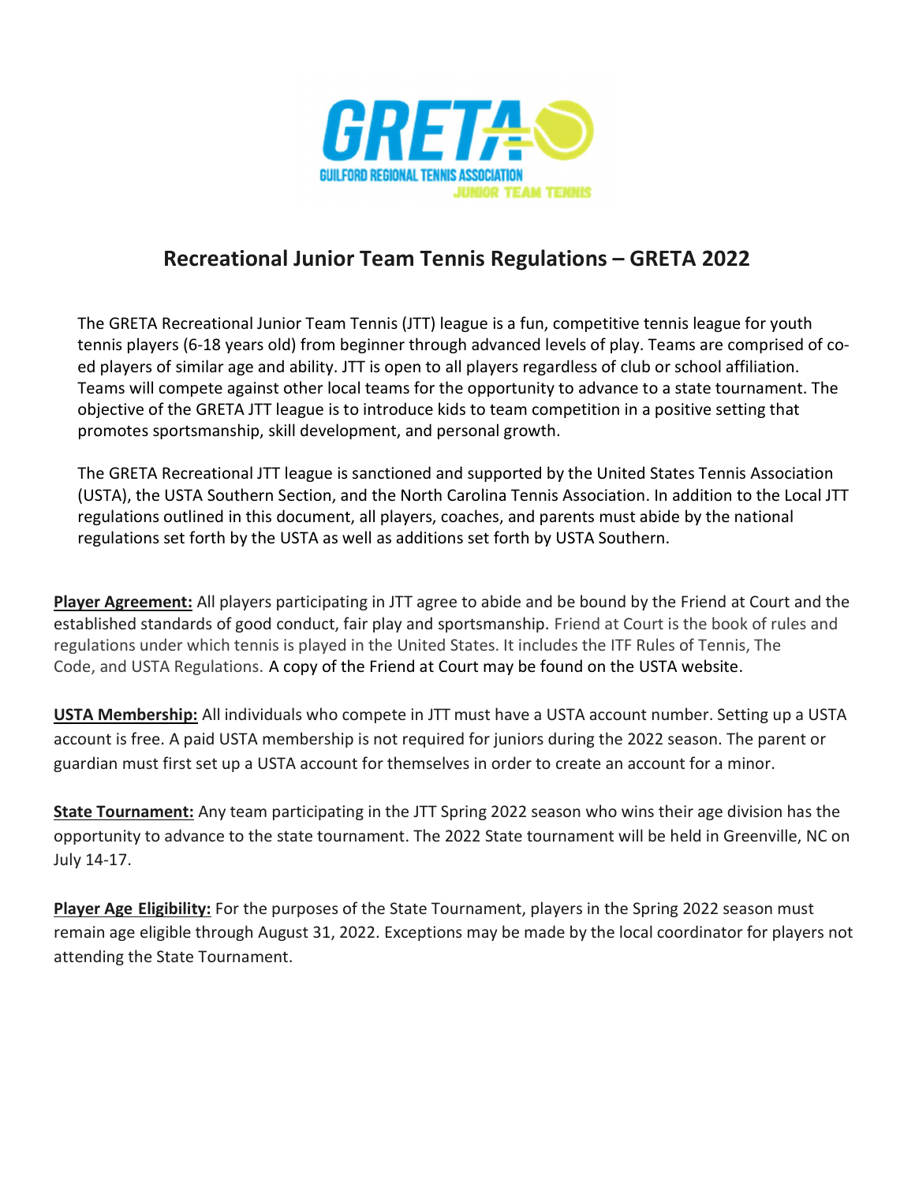# Recreational Junior Team Tennis Regulations – GRETA 2022

The GRETA Recreational Junior Team Tennis (JTT) league is a fun, competitive tennis league for youth tennis players (6-18 years old) from beginner through advanced levels of play. Teams are comprised of co-ed players of similar age and ability. JTT is open to all players regardless of club or school affiliation. Teams will compete against other local teams for the opportunity to advance to a state tournament. The objective of the GRETA JTT league is to introduce kids to team competition in a positive setting that promotes sportsmanship, skill development, and personal growth.

The GRETA Recreational JTT league is sanctioned and supported by the United States Tennis Association (USTA), the USTA Southern Section, and the North Carolina Tennis Association. In addition to the Local JTT regulations outlined in this document, all players, coaches, and parents must abide by the national regulations set forth by the USTA as well as additions set forth by USTA Southern.

**Player Agreement:** All players participating in JTT agree to abide and be bound by the Friend at Court and the established standards of good conduct, fair play and sportsmanship. Friend at Court is the book of rules and regulations under which tennis is played in the United States. It includes the ITF Rules of Tennis, The Code, and USTA Regulations. A copy of the Friend at Court may be found on the USTA website.

**USTA Membership:** All individuals who compete in JTT must have a USTA account number. Setting up a USTA account is free. A paid USTA membership is not required for juniors during the 2022 season. The parent or guardian must first set up a USTA account for themselves in order to create an account for a minor.

**State Tournament:** Any team participating in the JTT Spring 2022 season who wins their age division has the opportunity to advance to the state tournament. The 2022 State tournament will be held in Greenville, NC on July 14-17.

**Player Age Eligibility:** For the purposes of the State Tournament, players in the Spring 2022 season must remain age eligible through August 31, 2022. Exceptions may be made by the local coordinator for players not attending the State Tournament.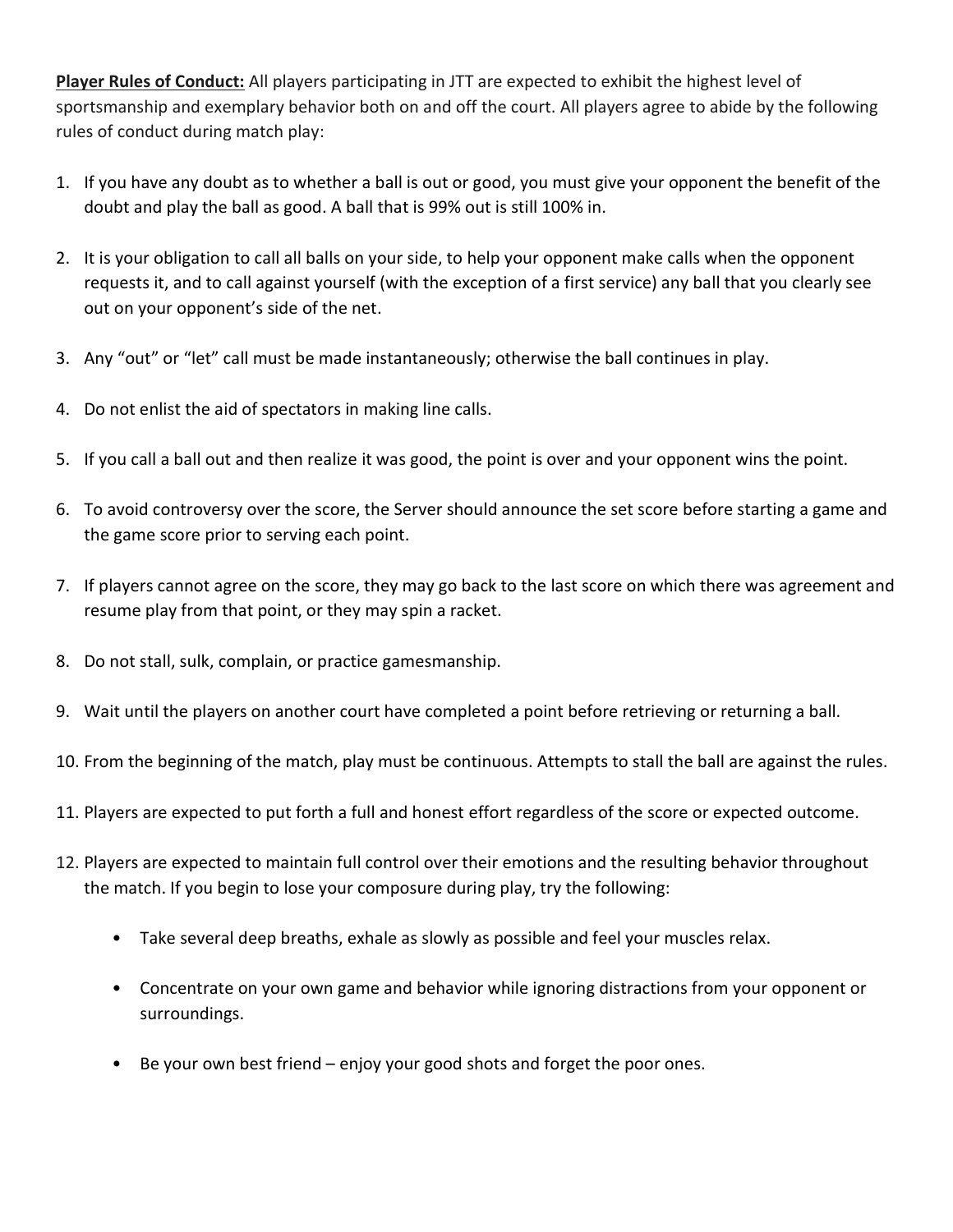**<u>Player Rules of Conduct:</u>** All players participating in JTT are expected to exhibit the highest level of sportsmanship and exemplary behavior both on and off the court. All players agree to abide by the following rules of conduct during match play:

1. If you have any doubt as to whether a ball is out or good, you must give your opponent the benefit of the doubt and play the ball as good. A ball that is 99% out is still 100% in.

2. It is your obligation to call all balls on your side, to help your opponent make calls when the opponent requests it, and to call against yourself (with the exception of a first service) any ball that you clearly see out on your opponent's side of the net.

3. Any "out" or "let" call must be made instantaneously; otherwise the ball continues in play.

4. Do not enlist the aid of spectators in making line calls.

5. If you call a ball out and then realize it was good, the point is over and your opponent wins the point.

6. To avoid controversy over the score, the Server should announce the set score before starting a game and the game score prior to serving each point.

7. If players cannot agree on the score, they may go back to the last score on which there was agreement and resume play from that point, or they may spin a racket.

8. Do not stall, sulk, complain, or practice gamesmanship.

9. Wait until the players on another court have completed a point before retrieving or returning a ball.

10. From the beginning of the match, play must be continuous. Attempts to stall the ball are against the rules.

11. Players are expected to put forth a full and honest effort regardless of the score or expected outcome.

12. Players are expected to maintain full control over their emotions and the resulting behavior throughout the match. If you begin to lose your composure during play, try the following:

    - Take several deep breaths, exhale as slowly as possible and feel your muscles relax.

    - Concentrate on your own game and behavior while ignoring distractions from your opponent or surroundings.

    - Be your own best friend – enjoy your good shots and forget the poor ones.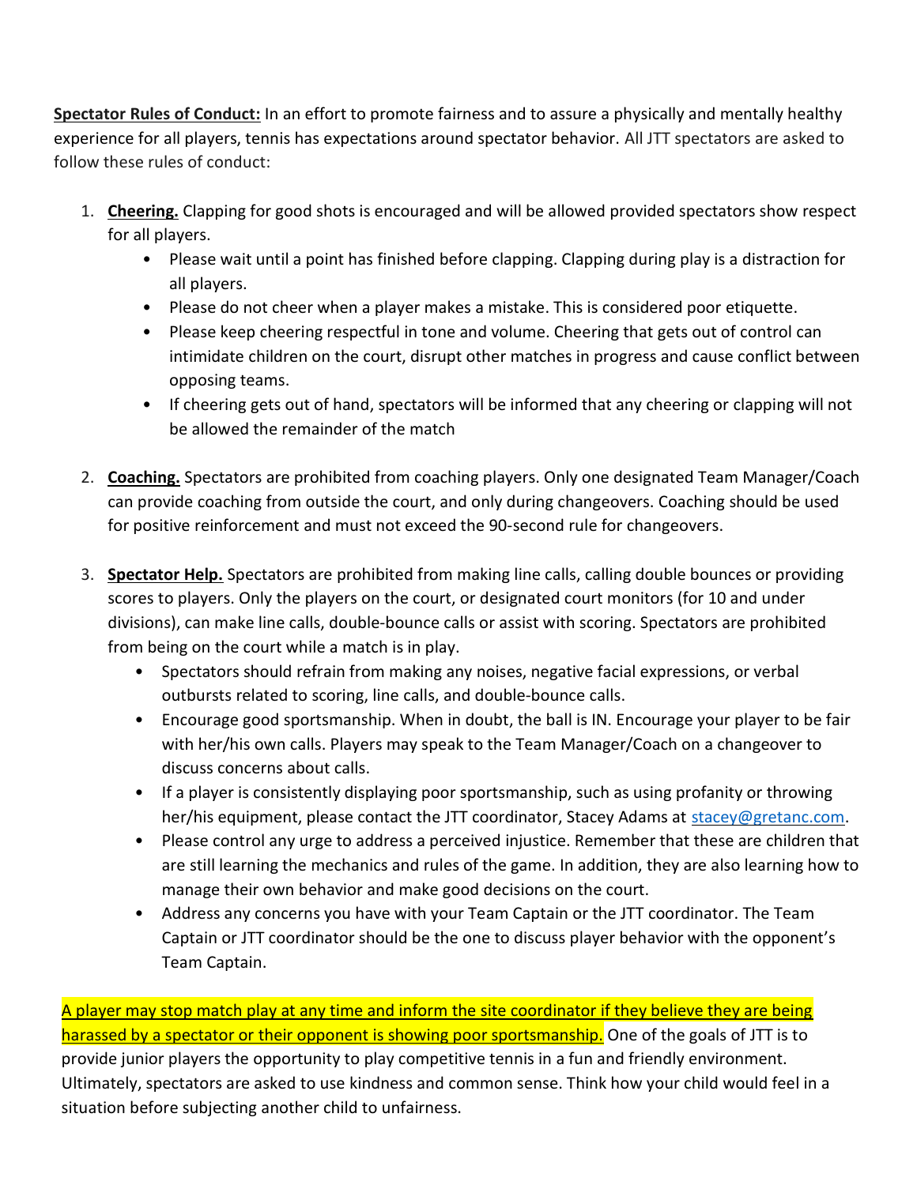<u>**Spectator Rules of Conduct:**</u> In an effort to promote fairness and to assure a physically and mentally healthy experience for all players, tennis has expectations around spectator behavior. All JTT spectators are asked to follow these rules of conduct:

1. <u>**Cheering.**</u> Clapping for good shots is encouraged and will be allowed provided spectators show respect for all players.
   - Please wait until a point has finished before clapping. Clapping during play is a distraction for all players.
   - Please do not cheer when a player makes a mistake. This is considered poor etiquette.
   - Please keep cheering respectful in tone and volume. Cheering that gets out of control can intimidate children on the court, disrupt other matches in progress and cause conflict between opposing teams.
   - If cheering gets out of hand, spectators will be informed that any cheering or clapping will not be allowed the remainder of the match

2. <u>**Coaching.**</u> Spectators are prohibited from coaching players. Only one designated Team Manager/Coach can provide coaching from outside the court, and only during changeovers. Coaching should be used for positive reinforcement and must not exceed the 90-second rule for changeovers.

3. <u>**Spectator Help.**</u> Spectators are prohibited from making line calls, calling double bounces or providing scores to players. Only the players on the court, or designated court monitors (for 10 and under divisions), can make line calls, double-bounce calls or assist with scoring. Spectators are prohibited from being on the court while a match is in play.
   - Spectators should refrain from making any noises, negative facial expressions, or verbal outbursts related to scoring, line calls, and double-bounce calls.
   - Encourage good sportsmanship. When in doubt, the ball is IN. Encourage your player to be fair with her/his own calls. Players may speak to the Team Manager/Coach on a changeover to discuss concerns about calls.
   - If a player is consistently displaying poor sportsmanship, such as using profanity or throwing her/his equipment, please contact the JTT coordinator, Stacey Adams at stacey@gretanc.com.
   - Please control any urge to address a perceived injustice. Remember that these are children that are still learning the mechanics and rules of the game. In addition, they are also learning how to manage their own behavior and make good decisions on the court.
   - Address any concerns you have with your Team Captain or the JTT coordinator. The Team Captain or JTT coordinator should be the one to discuss player behavior with the opponent's Team Captain.

<u>A player may stop match play at any time and inform the site coordinator if they believe they are being harassed by a spectator or their opponent is showing poor sportsmanship.</u> One of the goals of JTT is to provide junior players the opportunity to play competitive tennis in a fun and friendly environment. Ultimately, spectators are asked to use kindness and common sense. Think how your child would feel in a situation before subjecting another child to unfairness.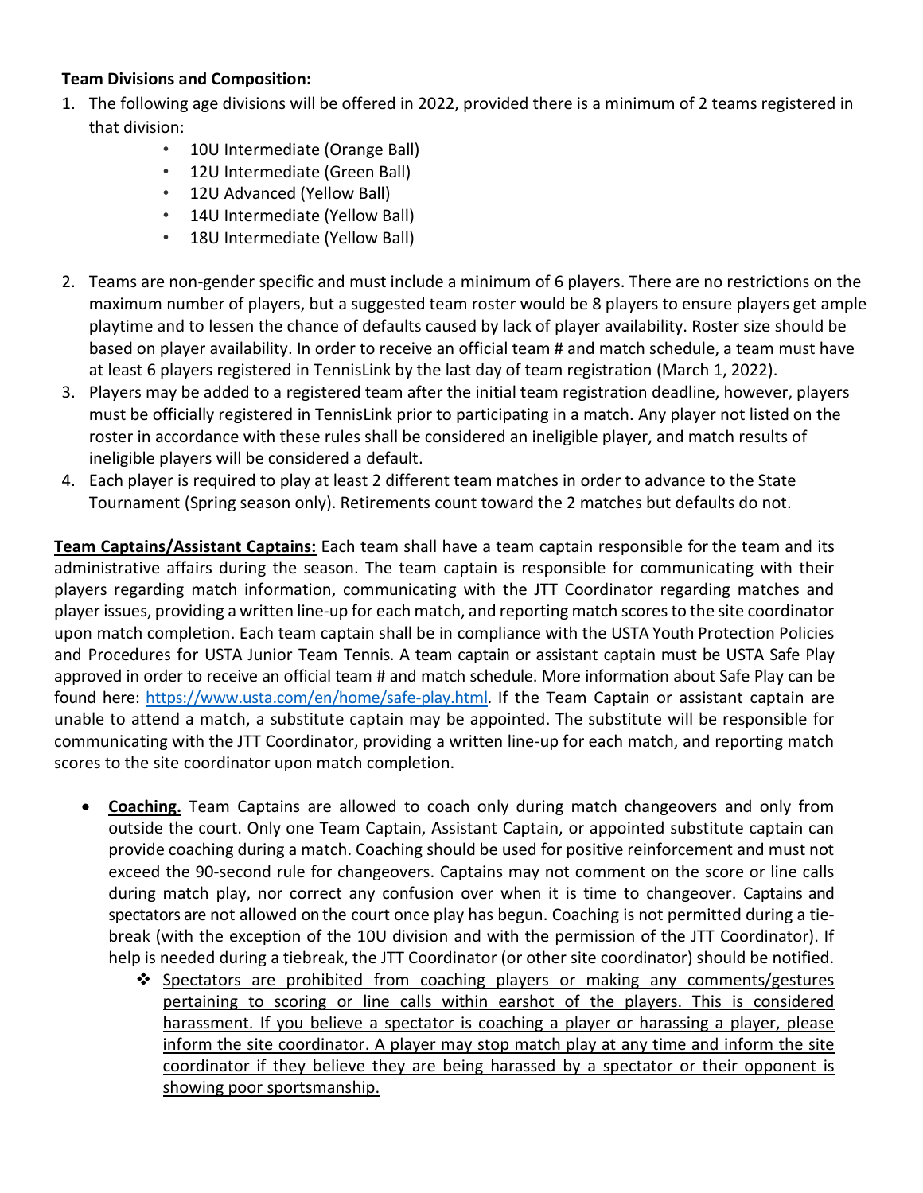**Team Divisions and Composition:**

1. The following age divisions will be offered in 2022, provided there is a minimum of 2 teams registered in that division:
   - 10U Intermediate (Orange Ball)
   - 12U Intermediate (Green Ball)
   - 12U Advanced (Yellow Ball)
   - 14U Intermediate (Yellow Ball)
   - 18U Intermediate (Yellow Ball)
2. Teams are non-gender specific and must include a minimum of 6 players. There are no restrictions on the maximum number of players, but a suggested team roster would be 8 players to ensure players get ample playtime and to lessen the chance of defaults caused by lack of player availability. Roster size should be based on player availability. In order to receive an official team # and match schedule, a team must have at least 6 players registered in TennisLink by the last day of team registration (March 1, 2022).
3. Players may be added to a registered team after the initial team registration deadline, however, players must be officially registered in TennisLink prior to participating in a match. Any player not listed on the roster in accordance with these rules shall be considered an ineligible player, and match results of ineligible players will be considered a default.
4. Each player is required to play at least 2 different team matches in order to advance to the State Tournament (Spring season only). Retirements count toward the 2 matches but defaults do not.

**Team Captains/Assistant Captains:** Each team shall have a team captain responsible for the team and its administrative affairs during the season. The team captain is responsible for communicating with their players regarding match information, communicating with the JTT Coordinator regarding matches and player issues, providing a written line-up for each match, and reporting match scores to the site coordinator upon match completion. Each team captain shall be in compliance with the USTA Youth Protection Policies and Procedures for USTA Junior Team Tennis. A team captain or assistant captain must be USTA Safe Play approved in order to receive an official team # and match schedule. More information about Safe Play can be found here: https://www.usta.com/en/home/safe-play.html. If the Team Captain or assistant captain are unable to attend a match, a substitute captain may be appointed. The substitute will be responsible for communicating with the JTT Coordinator, providing a written line-up for each match, and reporting match scores to the site coordinator upon match completion.

- **Coaching.** Team Captains are allowed to coach only during match changeovers and only from outside the court. Only one Team Captain, Assistant Captain, or appointed substitute captain can provide coaching during a match. Coaching should be used for positive reinforcement and must not exceed the 90-second rule for changeovers. Captains may not comment on the score or line calls during match play, nor correct any confusion over when it is time to changeover. Captains and spectators are not allowed on the court once play has begun. Coaching is not permitted during a tie-break (with the exception of the 10U division and with the permission of the JTT Coordinator). If help is needed during a tiebreak, the JTT Coordinator (or other site coordinator) should be notified.
  - Spectators are prohibited from coaching players or making any comments/gestures pertaining to scoring or line calls within earshot of the players. This is considered harassment. If you believe a spectator is coaching a player or harassing a player, please inform the site coordinator. A player may stop match play at any time and inform the site coordinator if they believe they are being harassed by a spectator or their opponent is showing poor sportsmanship.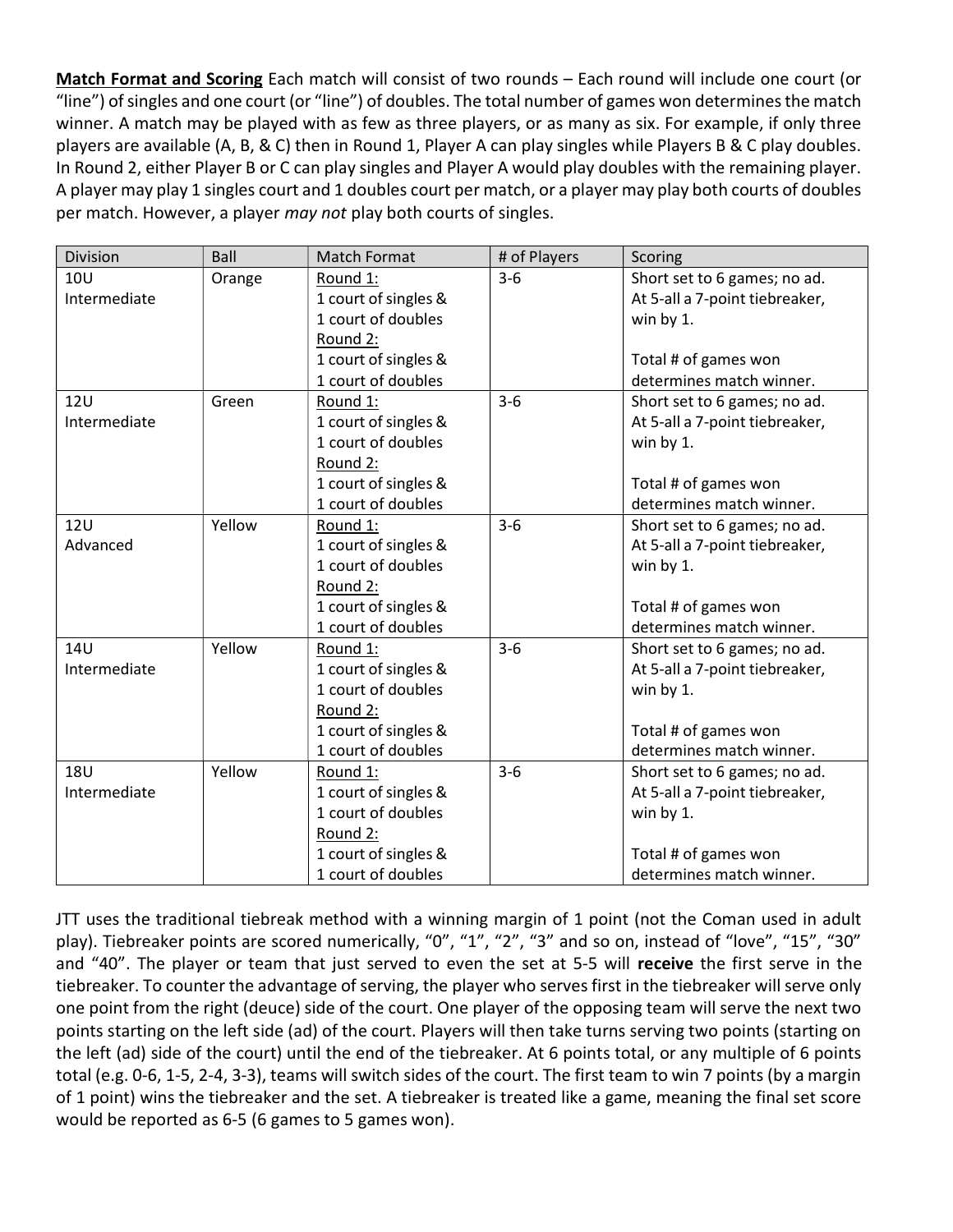**<u>Match Format and Scoring</u>** Each match will consist of two rounds – Each round will include one court (or "line") of singles and one court (or "line") of doubles. The total number of games won determines the match winner. A match may be played with as few as three players, or as many as six. For example, if only three players are available (A, B, & C) then in Round 1, Player A can play singles while Players B & C play doubles. In Round 2, either Player B or C can play singles and Player A would play doubles with the remaining player. A player may play 1 singles court and 1 doubles court per match, or a player may play both courts of doubles per match. However, a player *may not* play both courts of singles.

| Division | Ball | Match Format | # of Players | Scoring |
|---|---|---|---|---|
| 10U Intermediate | Orange | <u>Round 1:</u> 1 court of singles & 1 court of doubles <u>Round 2:</u> 1 court of singles & 1 court of doubles | 3-6 | Short set to 6 games; no ad. At 5-all a 7-point tiebreaker, win by 1. Total # of games won determines match winner. |
| 12U Intermediate | Green | <u>Round 1:</u> 1 court of singles & 1 court of doubles <u>Round 2:</u> 1 court of singles & 1 court of doubles | 3-6 | Short set to 6 games; no ad. At 5-all a 7-point tiebreaker, win by 1. Total # of games won determines match winner. |
| 12U Advanced | Yellow | <u>Round 1:</u> 1 court of singles & 1 court of doubles <u>Round 2:</u> 1 court of singles & 1 court of doubles | 3-6 | Short set to 6 games; no ad. At 5-all a 7-point tiebreaker, win by 1. Total # of games won determines match winner. |
| 14U Intermediate | Yellow | <u>Round 1:</u> 1 court of singles & 1 court of doubles <u>Round 2:</u> 1 court of singles & 1 court of doubles | 3-6 | Short set to 6 games; no ad. At 5-all a 7-point tiebreaker, win by 1. Total # of games won determines match winner. |
| 18U Intermediate | Yellow | <u>Round 1:</u> 1 court of singles & 1 court of doubles <u>Round 2:</u> 1 court of singles & 1 court of doubles | 3-6 | Short set to 6 games; no ad. At 5-all a 7-point tiebreaker, win by 1. Total # of games won determines match winner. |

JTT uses the traditional tiebreak method with a winning margin of 1 point (not the Coman used in adult play). Tiebreaker points are scored numerically, "0", "1", "2", "3" and so on, instead of "love", "15", "30" and "40". The player or team that just served to even the set at 5-5 will **receive** the first serve in the tiebreaker. To counter the advantage of serving, the player who serves first in the tiebreaker will serve only one point from the right (deuce) side of the court. One player of the opposing team will serve the next two points starting on the left side (ad) of the court. Players will then take turns serving two points (starting on the left (ad) side of the court) until the end of the tiebreaker. At 6 points total, or any multiple of 6 points total (e.g. 0-6, 1-5, 2-4, 3-3), teams will switch sides of the court. The first team to win 7 points (by a margin of 1 point) wins the tiebreaker and the set. A tiebreaker is treated like a game, meaning the final set score would be reported as 6-5 (6 games to 5 games won).